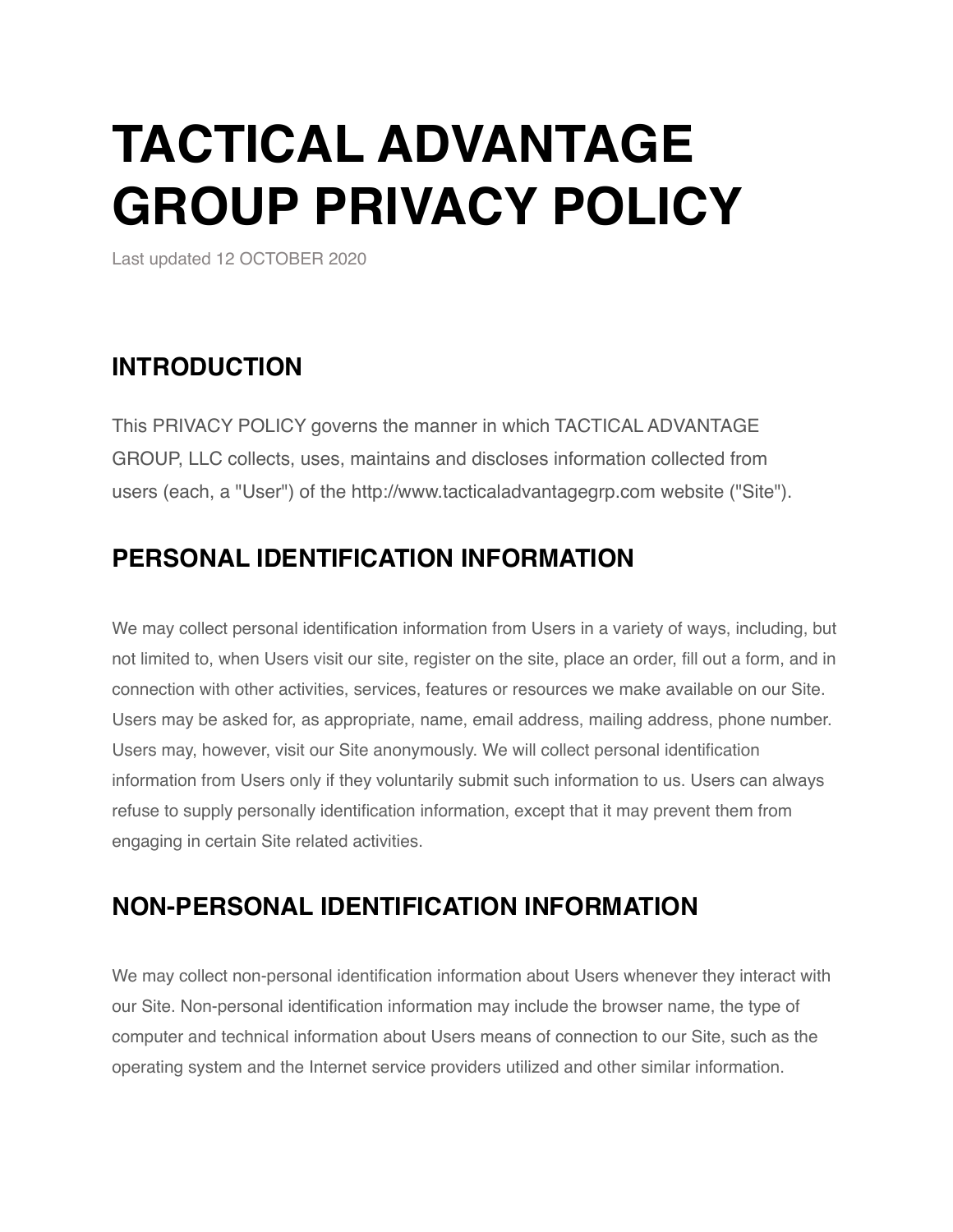# TACTICAL ADVANTAGE GROUP PRIVACY POLICY

Last updated 12 OCTOBER 2020

## INTRODUCTION

This PRIVACY POLICY governs the manner in which TACTICAL ADVANTAGE GROUP, LLC collects, uses, maintains and discloses information collected from users (each, a "User") of the http://www.tacticaladvantagegrp.com website ("Site").

## PERSONAL IDENTIFICATION INFORMATION

We may collect personal identification information from Users in a variety of ways, including, but not limited to, when Users visit our site, register on the site, place an order, fill out a form, and in connection with other activities, services, features or resources we make available on our Site. Users may be asked for, as appropriate, name, email address, mailing address, phone number. Users may, however, visit our Site anonymously. We will collect personal identification information from Users only if they voluntarily submit such information to us. Users can always refuse to supply personally identification information, except that it may prevent them from engaging in certain Site related activities.

## NON-PERSONAL IDENTIFICATION INFORMATION

We may collect non-personal identification information about Users whenever they interact with our Site. Non-personal identification information may include the browser name, the type of computer and technical information about Users means of connection to our Site, such as the operating system and the Internet service providers utilized and other similar information.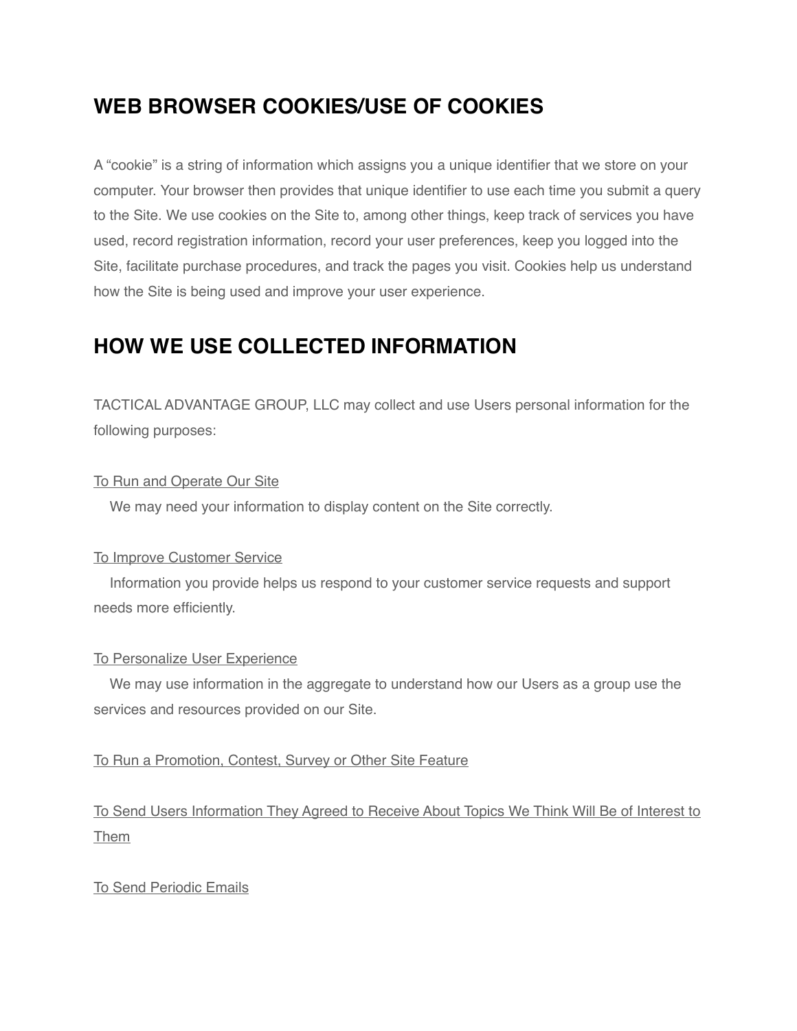## WEB BROWSER COOKIES/USE OF COOKIES

A "cookie" is a string of information which assigns you a unique identifier that we store on your computer. Your browser then provides that unique identifier to use each time you submit a query to the Site. We use cookies on the Site to, among other things, keep track of services you have used, record registration information, record your user preferences, keep you logged into the Site, facilitate purchase procedures, and track the pages you visit. Cookies help us understand how the Site is being used and improve your user experience.

## HOW WE USE COLLECTED INFORMATION

TACTICAL ADVANTAGE GROUP, LLC may collect and use Users personal information for the following purposes:

<u>To Run and Operate Our Site</u>
We may need your information to display content on the Site correctly.

<u>To Improve Customer Service</u>
Information you provide helps us respond to your customer service requests and support needs more efficiently.

<u>To Personalize User Experience</u>
We may use information in the aggregate to understand how our Users as a group use the services and resources provided on our Site.

<u>To Run a Promotion, Contest, Survey or Other Site Feature</u>

<u>To Send Users Information They Agreed to Receive About Topics We Think Will Be of Interest to Them</u>

<u>To Send Periodic Emails</u>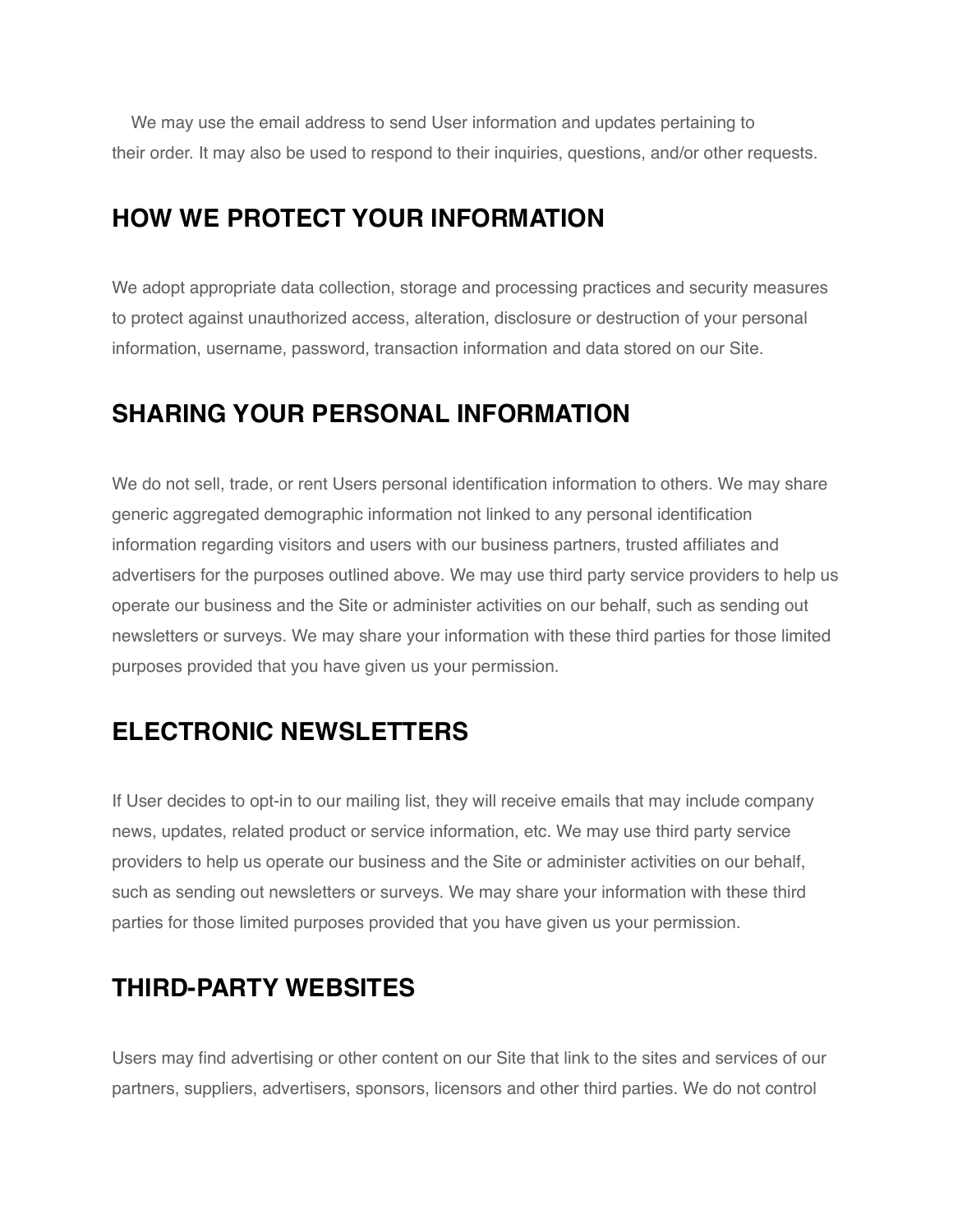We may use the email address to send User information and updates pertaining to their order. It may also be used to respond to their inquiries, questions, and/or other requests.

## HOW WE PROTECT YOUR INFORMATION

We adopt appropriate data collection, storage and processing practices and security measures to protect against unauthorized access, alteration, disclosure or destruction of your personal information, username, password, transaction information and data stored on our Site.

## SHARING YOUR PERSONAL INFORMATION

We do not sell, trade, or rent Users personal identification information to others. We may share generic aggregated demographic information not linked to any personal identification information regarding visitors and users with our business partners, trusted affiliates and advertisers for the purposes outlined above. We may use third party service providers to help us operate our business and the Site or administer activities on our behalf, such as sending out newsletters or surveys. We may share your information with these third parties for those limited purposes provided that you have given us your permission.

## ELECTRONIC NEWSLETTERS

If User decides to opt-in to our mailing list, they will receive emails that may include company news, updates, related product or service information, etc. We may use third party service providers to help us operate our business and the Site or administer activities on our behalf, such as sending out newsletters or surveys. We may share your information with these third parties for those limited purposes provided that you have given us your permission.

## THIRD-PARTY WEBSITES

Users may find advertising or other content on our Site that link to the sites and services of our partners, suppliers, advertisers, sponsors, licensors and other third parties. We do not control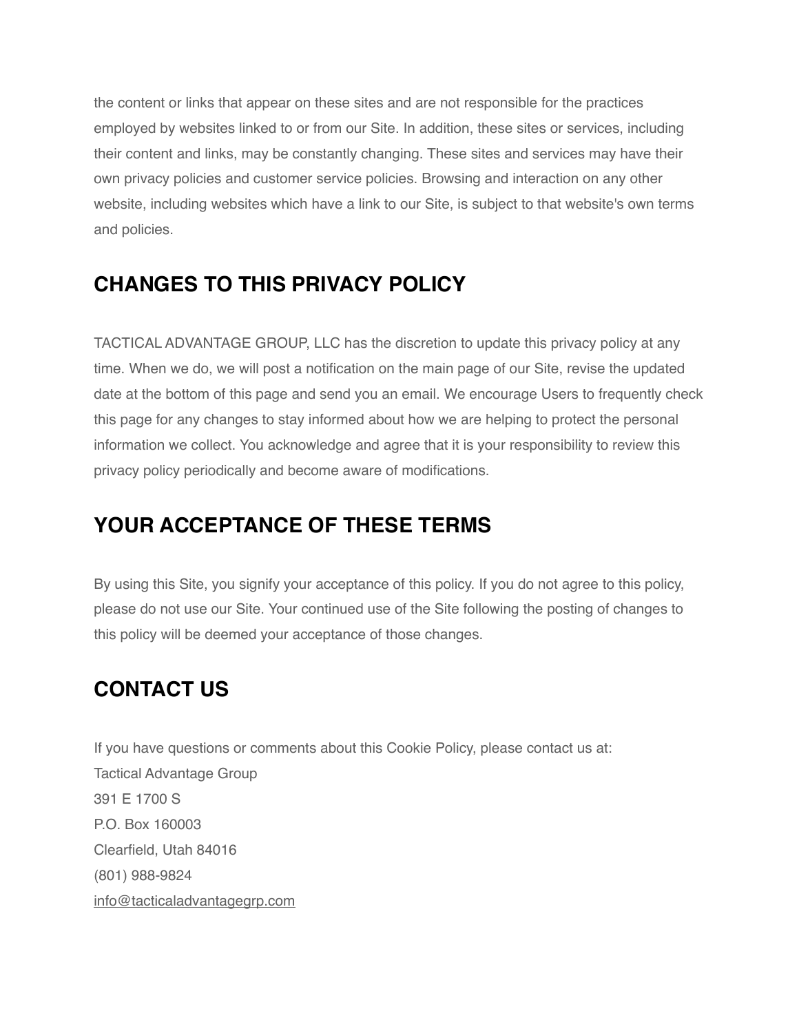the content or links that appear on these sites and are not responsible for the practices employed by websites linked to or from our Site. In addition, these sites or services, including their content and links, may be constantly changing. These sites and services may have their own privacy policies and customer service policies. Browsing and interaction on any other website, including websites which have a link to our Site, is subject to that website's own terms and policies.

## CHANGES TO THIS PRIVACY POLICY

TACTICAL ADVANTAGE GROUP, LLC has the discretion to update this privacy policy at any time. When we do, we will post a notification on the main page of our Site, revise the updated date at the bottom of this page and send you an email. We encourage Users to frequently check this page for any changes to stay informed about how we are helping to protect the personal information we collect. You acknowledge and agree that it is your responsibility to review this privacy policy periodically and become aware of modifications.

## YOUR ACCEPTANCE OF THESE TERMS

By using this Site, you signify your acceptance of this policy. If you do not agree to this policy, please do not use our Site. Your continued use of the Site following the posting of changes to this policy will be deemed your acceptance of those changes.

## CONTACT US

If you have questions or comments about this Cookie Policy, please contact us at:
Tactical Advantage Group
391 E 1700 S
P.O. Box 160003
Clearfield, Utah 84016
(801) 988-9824
info@tacticaladvantagegrp.com